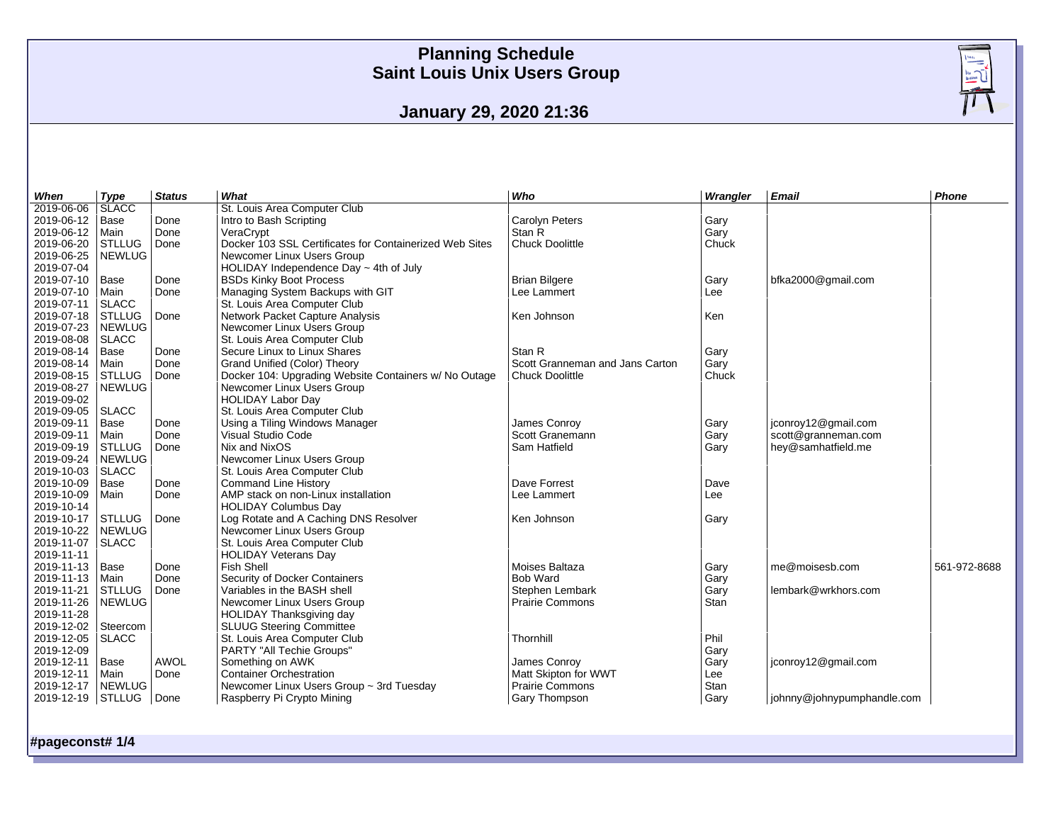# Planning Schedule
# Saint Louis Unix Users Group

## January 29, 2020 21:36

| When | Type | Status | What | Who | Wrangler | Email | Phone |
|---|---|---|---|---|---|---|---|
| 2019-06-06 | SLACC | | St. Louis Area Computer Club | | | | |
| 2019-06-12 | Base | Done | Intro to Bash Scripting | Carolyn Peters | Gary | | |
| 2019-06-12 | Main | Done | VeraCrypt | Stan R | Gary | | |
| 2019-06-20 | STLLUG | Done | Docker 103 SSL Certificates for Containerized Web Sites | Chuck Doolittle | Chuck | | |
| 2019-06-25 | NEWLUG | | Newcomer Linux Users Group | | | | |
| 2019-07-04 | | | HOLIDAY Independence Day ~ 4th of July | | | | |
| 2019-07-10 | Base | Done | BSDs Kinky Boot Process | Brian Bilgere | Gary | bfka2000@gmail.com | |
| 2019-07-10 | Main | Done | Managing System Backups with GIT | Lee Lammert | Lee | | |
| 2019-07-11 | SLACC | | St. Louis Area Computer Club | | | | |
| 2019-07-18 | STLLUG | Done | Network Packet Capture Analysis | Ken Johnson | Ken | | |
| 2019-07-23 | NEWLUG | | Newcomer Linux Users Group | | | | |
| 2019-08-08 | SLACC | | St. Louis Area Computer Club | | | | |
| 2019-08-14 | Base | Done | Secure Linux to Linux Shares | Stan R | Gary | | |
| 2019-08-14 | Main | Done | Grand Unified (Color) Theory | Scott Granneman and Jans Carton | Gary | | |
| 2019-08-15 | STLLUG | Done | Docker 104: Upgrading Website Containers w/ No Outage | Chuck Doolittle | Chuck | | |
| 2019-08-27 | NEWLUG | | Newcomer Linux Users Group | | | | |
| 2019-09-02 | | | HOLIDAY Labor Day | | | | |
| 2019-09-05 | SLACC | | St. Louis Area Computer Club | | | | |
| 2019-09-11 | Base | Done | Using a Tiling Windows Manager | James Conroy | Gary | jconroy12@gmail.com | |
| 2019-09-11 | Main | Done | Visual Studio Code | Scott Granemann | Gary | scott@granneman.com | |
| 2019-09-19 | STLLUG | Done | Nix and NixOS | Sam Hatfield | Gary | hey@samhatfield.me | |
| 2019-09-24 | NEWLUG | | Newcomer Linux Users Group | | | | |
| 2019-10-03 | SLACC | | St. Louis Area Computer Club | | | | |
| 2019-10-09 | Base | Done | Command Line History | Dave Forrest | Dave | | |
| 2019-10-09 | Main | Done | AMP stack on non-Linux installation | Lee Lammert | Lee | | |
| 2019-10-14 | | | HOLIDAY Columbus Day | | | | |
| 2019-10-17 | STLLUG | Done | Log Rotate and A Caching DNS Resolver | Ken Johnson | Gary | | |
| 2019-10-22 | NEWLUG | | Newcomer Linux Users Group | | | | |
| 2019-11-07 | SLACC | | St. Louis Area Computer Club | | | | |
| 2019-11-11 | | | HOLIDAY Veterans Day | | | | |
| 2019-11-13 | Base | Done | Fish Shell | Moises Baltaza | Gary | me@moisesb.com | 561-972-8688 |
| 2019-11-13 | Main | Done | Security of Docker Containers | Bob Ward | Gary | | |
| 2019-11-21 | STLLUG | Done | Variables in the BASH shell | Stephen Lembark | Gary | lembark@wrkhors.com | |
| 2019-11-26 | NEWLUG | | Newcomer Linux Users Group | Prairie Commons | Stan | | |
| 2019-11-28 | | | HOLIDAY Thanksgiving day | | | | |
| 2019-12-02 | Steercom | | SLUUG Steering Committee | | | | |
| 2019-12-05 | SLACC | | St. Louis Area Computer Club | Thornhill | Phil | | |
| 2019-12-09 | | | PARTY "All Techie Groups" | | Gary | | |
| 2019-12-11 | Base | AWOL | Something on AWK | James Conroy | Gary | jconroy12@gmail.com | |
| 2019-12-11 | Main | Done | Container Orchestration | Matt Skipton for WWT | Lee | | |
| 2019-12-17 | NEWLUG | | Newcomer Linux Users Group ~ 3rd Tuesday | Prairie Commons | Stan | | |
| 2019-12-19 | STLLUG | Done | Raspberry Pi Crypto Mining | Gary Thompson | Gary | johnny@johnypumphandle.com | |

**#pageconst# 1/4**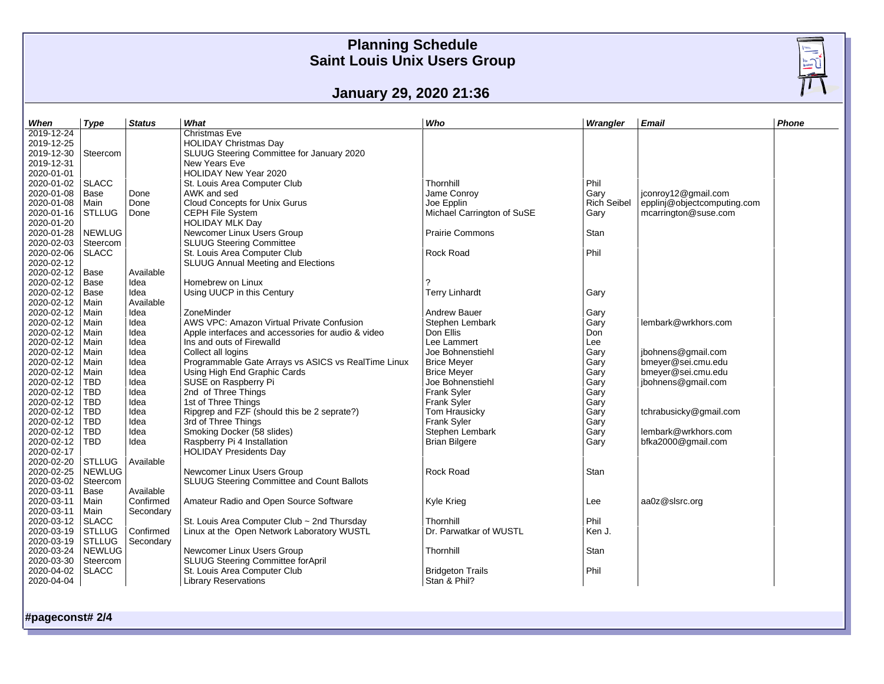# Planning Schedule
# Saint Louis Unix Users Group

## January 29, 2020 21:36

| When | Type | Status | What | Who | Wrangler | Email | Phone |
|---|---|---|---|---|---|---|---|
| 2019-12-24 | | | Christmas Eve | | | | |
| 2019-12-25 | | | HOLIDAY Christmas Day | | | | |
| 2019-12-30 | Steercom | | SLUUG Steering Committee for January 2020 | | | | |
| 2019-12-31 | | | New Years Eve | | | | |
| 2020-01-01 | | | HOLIDAY New Year 2020 | | | | |
| 2020-01-02 | SLACC | | St. Louis Area Computer Club | Thornhill | Phil | | |
| 2020-01-08 | Base | Done | AWK and sed | Jame Conroy | Gary | jconroy12@gmail.com | |
| 2020-01-08 | Main | Done | Cloud Concepts for Unix Gurus | Joe Epplin | Rich Seibel | epplinj@objectcomputing.com | |
| 2020-01-16 | STLLUG | Done | CEPH File System | Michael Carrington of SuSE | Gary | mcarrington@suse.com | |
| 2020-01-20 | | | HOLIDAY MLK Day | | | | |
| 2020-01-28 | NEWLUG | | Newcomer Linux Users Group | Prairie Commons | Stan | | |
| 2020-02-03 | Steercom | | SLUUG Steering Committee | | | | |
| 2020-02-06 | SLACC | | St. Louis Area Computer Club | Rock Road | Phil | | |
| 2020-02-12 | | | SLUUG Annual Meeting and Elections | | | | |
| 2020-02-12 | Base | Available | | | | | |
| 2020-02-12 | Base | Idea | Homebrew on Linux | ? | | | |
| 2020-02-12 | Base | Idea | Using UUCP in this Century | Terry Linhardt | Gary | | |
| 2020-02-12 | Main | Available | | | | | |
| 2020-02-12 | Main | Idea | ZoneMinder | Andrew Bauer | Gary | | |
| 2020-02-12 | Main | Idea | AWS VPC: Amazon Virtual Private Confusion | Stephen Lembark | Gary | lembark@wrkhors.com | |
| 2020-02-12 | Main | Idea | Apple interfaces and accessories for audio & video | Don Ellis | Don | | |
| 2020-02-12 | Main | Idea | Ins and outs of Firewalld | Lee Lammert | Lee | | |
| 2020-02-12 | Main | Idea | Collect all logins | Joe Bohnenstiehl | Gary | jbohnens@gmail.com | |
| 2020-02-12 | Main | Idea | Programmable Gate Arrays vs ASICS vs RealTime Linux | Brice Meyer | Gary | bmeyer@sei.cmu.edu | |
| 2020-02-12 | Main | Idea | Using High End Graphic Cards | Brice Meyer | Gary | bmeyer@sei.cmu.edu | |
| 2020-02-12 | TBD | Idea | SUSE on Raspberry Pi | Joe Bohnenstiehl | Gary | jbohnens@gmail.com | |
| 2020-02-12 | TBD | Idea | 2nd of Three Things | Frank Syler | Gary | | |
| 2020-02-12 | TBD | Idea | 1st of Three Things | Frank Syler | Gary | | |
| 2020-02-12 | TBD | Idea | Ripgrep and FZF (should this be 2 seprate?) | Tom Hrausicky | Gary | tchrabusicky@gmail.com | |
| 2020-02-12 | TBD | Idea | 3rd of Three Things | Frank Syler | Gary | | |
| 2020-02-12 | TBD | Idea | Smoking Docker (58 slides) | Stephen Lembark | Gary | lembark@wrkhors.com | |
| 2020-02-12 | TBD | Idea | Raspberry Pi 4 Installation | Brian Bilgere | Gary | bfka2000@gmail.com | |
| 2020-02-17 | | | HOLIDAY Presidents Day | | | | |
| 2020-02-20 | STLLUG | Available | | | | | |
| 2020-02-25 | NEWLUG | | Newcomer Linux Users Group | Rock Road | Stan | | |
| 2020-03-02 | Steercom | | SLUUG Steering Committee and Count Ballots | | | | |
| 2020-03-11 | Base | Available | | | | | |
| 2020-03-11 | Main | Confirmed | Amateur Radio and Open Source Software | Kyle Krieg | Lee | aa0z@slsrc.org | |
| 2020-03-11 | Main | Secondary | | | | | |
| 2020-03-12 | SLACC | | St. Louis Area Computer Club ~ 2nd Thursday | Thornhill | Phil | | |
| 2020-03-19 | STLLUG | Confirmed | Linux at the Open Network Laboratory WUSTL | Dr. Parwatkar of WUSTL | Ken J. | | |
| 2020-03-19 | STLLUG | Secondary | | | | | |
| 2020-03-24 | NEWLUG | | Newcomer Linux Users Group | Thornhill | Stan | | |
| 2020-03-30 | Steercom | | SLUUG Steering Committee forApril | | | | |
| 2020-04-02 | SLACC | | St. Louis Area Computer Club | Bridgeton Trails | Phil | | |
| 2020-04-04 | | | Library Reservations | Stan & Phil? | | | |

**#pageconst# 2/4**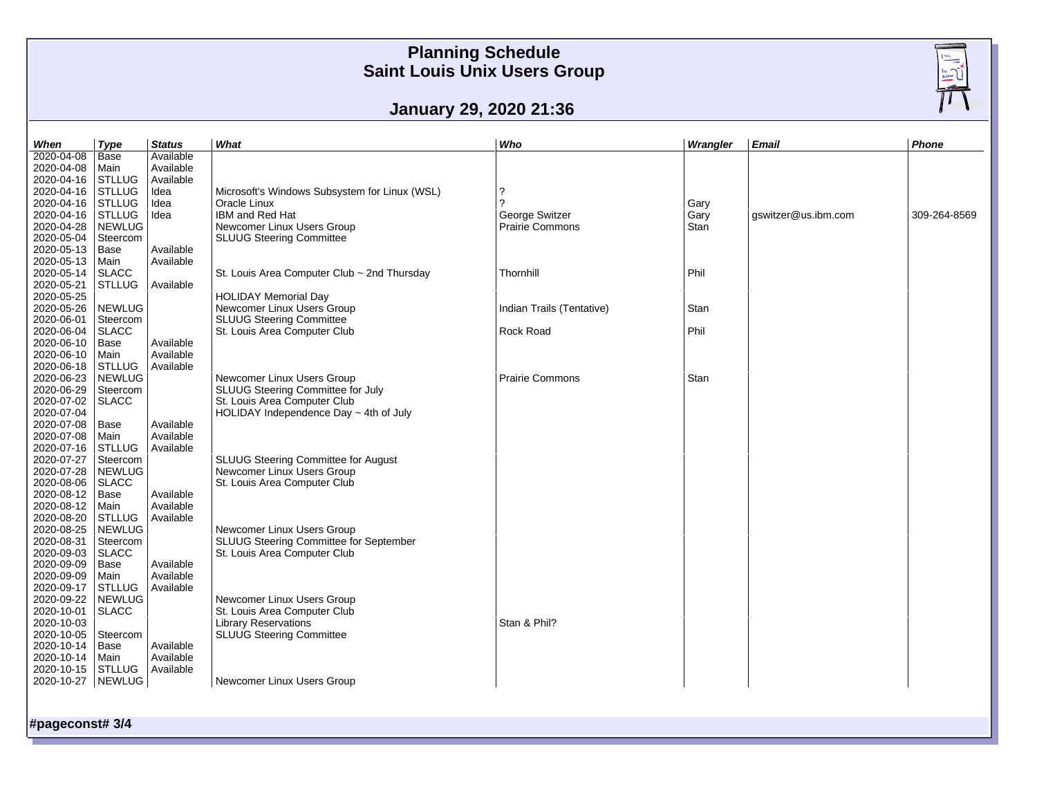# Planning Schedule
# Saint Louis Unix Users Group

## January 29, 2020 21:36

| When | Type | Status | What | Who | Wrangler | Email | Phone |
|---|---|---|---|---|---|---|---|
| 2020-04-08 | Base | Available | | | | | |
| 2020-04-08 | Main | Available | | | | | |
| 2020-04-16 | STLLUG | Available | | | | | |
| 2020-04-16 | STLLUG | Idea | Microsoft's Windows Subsystem for Linux (WSL) | ? | | | |
| 2020-04-16 | STLLUG | Idea | Oracle Linux | ? | Gary | | |
| 2020-04-16 | STLLUG | Idea | IBM and Red Hat | George Switzer | Gary | gswitzer@us.ibm.com | 309-264-8569 |
| 2020-04-28 | NEWLUG | | Newcomer Linux Users Group | Prairie Commons | Stan | | |
| 2020-05-04 | Steercom | | SLUUG Steering Committee | | | | |
| 2020-05-13 | Base | Available | | | | | |
| 2020-05-13 | Main | Available | | | | | |
| 2020-05-14 | SLACC | | St. Louis Area Computer Club ~ 2nd Thursday | Thornhill | Phil | | |
| 2020-05-21 | STLLUG | Available | | | | | |
| 2020-05-25 | | | HOLIDAY Memorial Day | | | | |
| 2020-05-26 | NEWLUG | | Newcomer Linux Users Group | Indian Trails (Tentative) | Stan | | |
| 2020-06-01 | Steercom | | SLUUG Steering Committee | | | | |
| 2020-06-04 | SLACC | | St. Louis Area Computer Club | Rock Road | Phil | | |
| 2020-06-10 | Base | Available | | | | | |
| 2020-06-10 | Main | Available | | | | | |
| 2020-06-18 | STLLUG | Available | | | | | |
| 2020-06-23 | NEWLUG | | Newcomer Linux Users Group | Prairie Commons | Stan | | |
| 2020-06-29 | Steercom | | SLUUG Steering Committee for July | | | | |
| 2020-07-02 | SLACC | | St. Louis Area Computer Club | | | | |
| 2020-07-04 | | | HOLIDAY Independence Day ~ 4th of July | | | | |
| 2020-07-08 | Base | Available | | | | | |
| 2020-07-08 | Main | Available | | | | | |
| 2020-07-16 | STLLUG | Available | | | | | |
| 2020-07-27 | Steercom | | SLUUG Steering Committee for August | | | | |
| 2020-07-28 | NEWLUG | | Newcomer Linux Users Group | | | | |
| 2020-08-06 | SLACC | | St. Louis Area Computer Club | | | | |
| 2020-08-12 | Base | Available | | | | | |
| 2020-08-12 | Main | Available | | | | | |
| 2020-08-20 | STLLUG | Available | | | | | |
| 2020-08-25 | NEWLUG | | Newcomer Linux Users Group | | | | |
| 2020-08-31 | Steercom | | SLUUG Steering Committee for September | | | | |
| 2020-09-03 | SLACC | | St. Louis Area Computer Club | | | | |
| 2020-09-09 | Base | Available | | | | | |
| 2020-09-09 | Main | Available | | | | | |
| 2020-09-17 | STLLUG | Available | | | | | |
| 2020-09-22 | NEWLUG | | Newcomer Linux Users Group | | | | |
| 2020-10-01 | SLACC | | St. Louis Area Computer Club | | | | |
| 2020-10-03 | | | Library Reservations | Stan & Phil? | | | |
| 2020-10-05 | Steercom | | SLUUG Steering Committee | | | | |
| 2020-10-14 | Base | Available | | | | | |
| 2020-10-14 | Main | Available | | | | | |
| 2020-10-15 | STLLUG | Available | | | | | |
| 2020-10-27 | NEWLUG | | Newcomer Linux Users Group | | | | |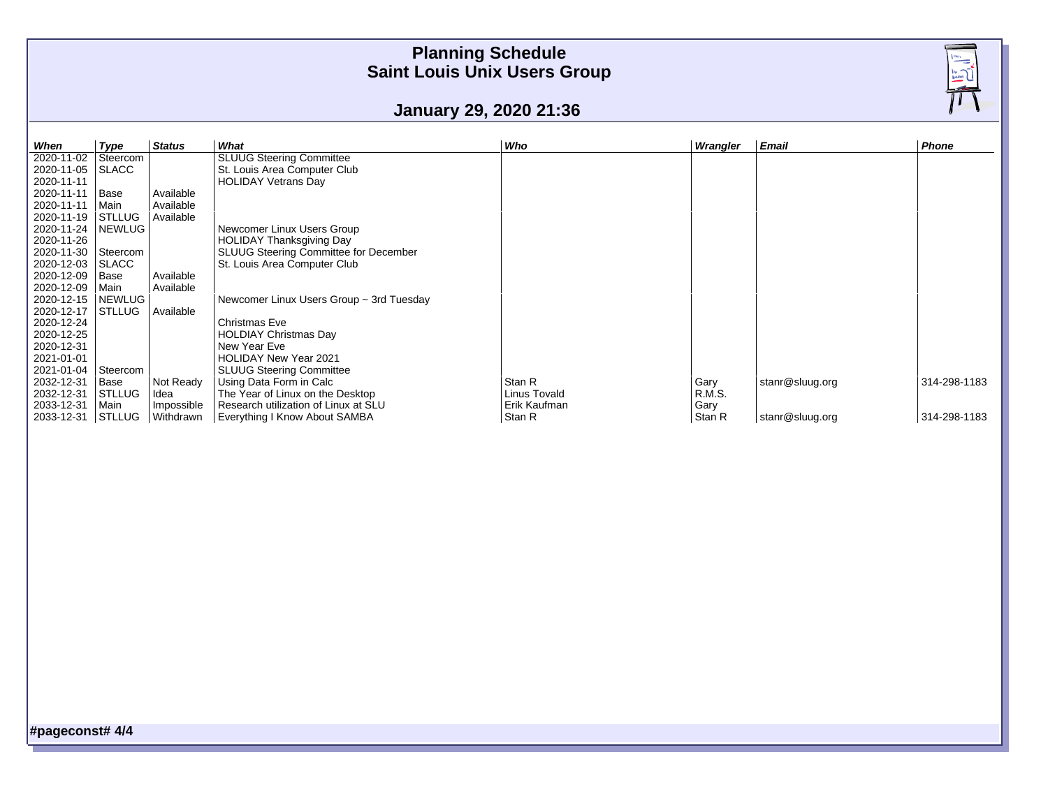# Planning Schedule
# Saint Louis Unix Users Group

## January 29, 2020 21:36

| When | Type | Status | What | Who | Wrangler | Email | Phone |
|---|---|---|---|---|---|---|---|
| 2020-11-02 | Steercom | | SLUUG Steering Committee | | | | |
| 2020-11-05 | SLACC | | St. Louis Area Computer Club | | | | |
| 2020-11-11 | | | HOLIDAY Vetrans Day | | | | |
| 2020-11-11 | Base | Available | | | | | |
| 2020-11-11 | Main | Available | | | | | |
| 2020-11-19 | STLLUG | Available | | | | | |
| 2020-11-24 | NEWLUG | | Newcomer Linux Users Group | | | | |
| 2020-11-26 | | | HOLIDAY Thanksgiving Day | | | | |
| 2020-11-30 | Steercom | | SLUUG Steering Committee for December | | | | |
| 2020-12-03 | SLACC | | St. Louis Area Computer Club | | | | |
| 2020-12-09 | Base | Available | | | | | |
| 2020-12-09 | Main | Available | | | | | |
| 2020-12-15 | NEWLUG | | Newcomer Linux Users Group ~ 3rd Tuesday | | | | |
| 2020-12-17 | STLLUG | Available | | | | | |
| 2020-12-24 | | | Christmas Eve | | | | |
| 2020-12-25 | | | HOLDIAY Christmas Day | | | | |
| 2020-12-31 | | | New Year Eve | | | | |
| 2021-01-01 | | | HOLIDAY New Year 2021 | | | | |
| 2021-01-04 | Steercom | | SLUUG Steering Committee | | | | |
| 2032-12-31 | Base | Not Ready | Using Data Form in Calc | Stan R | Gary | stanr@sluug.org | 314-298-1183 |
| 2032-12-31 | STLLUG | Idea | The Year of Linux on the Desktop | Linus Tovald | R.M.S. | | |
| 2033-12-31 | Main | Impossible | Research utilization of Linux at SLU | Erik Kaufman | Gary | | |
| 2033-12-31 | STLLUG | Withdrawn | Everything I Know About SAMBA | Stan R | Stan R | stanr@sluug.org | 314-298-1183 |

#pageconst# 4/4